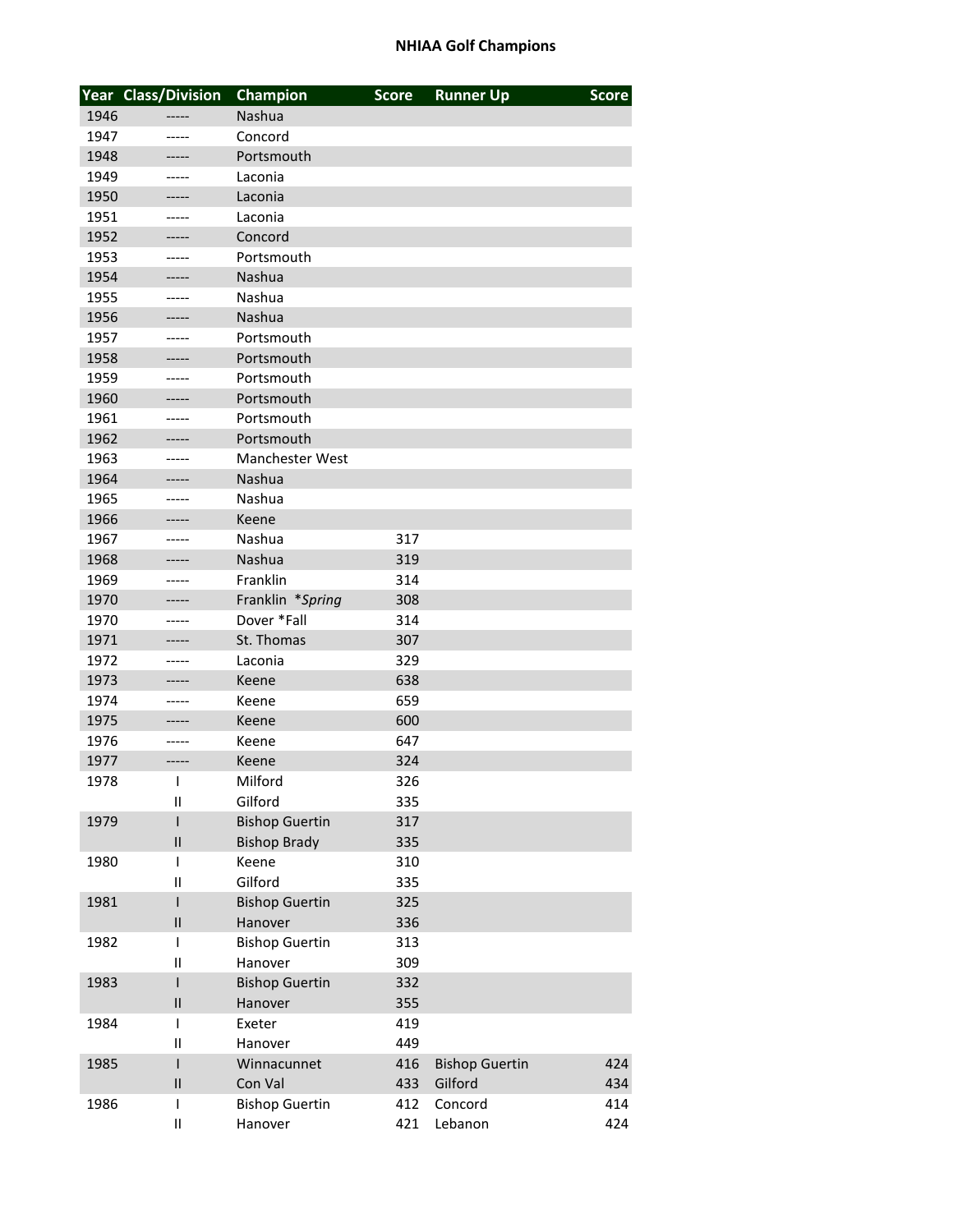# NHIAA Golf Champions

| Year | Class/Division | Champion | Score | Runner Up | Score |
|---|---|---|---|---|---|
| 1946 | ----- | Nashua | | | |
| 1947 | ----- | Concord | | | |
| 1948 | ----- | Portsmouth | | | |
| 1949 | ----- | Laconia | | | |
| 1950 | ----- | Laconia | | | |
| 1951 | ----- | Laconia | | | |
| 1952 | ----- | Concord | | | |
| 1953 | ----- | Portsmouth | | | |
| 1954 | ----- | Nashua | | | |
| 1955 | ----- | Nashua | | | |
| 1956 | ----- | Nashua | | | |
| 1957 | ----- | Portsmouth | | | |
| 1958 | ----- | Portsmouth | | | |
| 1959 | ----- | Portsmouth | | | |
| 1960 | ----- | Portsmouth | | | |
| 1961 | ----- | Portsmouth | | | |
| 1962 | ----- | Portsmouth | | | |
| 1963 | ----- | Manchester West | | | |
| 1964 | ----- | Nashua | | | |
| 1965 | ----- | Nashua | | | |
| 1966 | ----- | Keene | | | |
| 1967 | ----- | Nashua | 317 | | |
| 1968 | ----- | Nashua | 319 | | |
| 1969 | ----- | Franklin | 314 | | |
| 1970 | ----- | Franklin *\*Spring* | 308 | | |
| 1970 | ----- | Dover *Fall | 314 | | |
| 1971 | ----- | St. Thomas | 307 | | |
| 1972 | ----- | Laconia | 329 | | |
| 1973 | ----- | Keene | 638 | | |
| 1974 | ----- | Keene | 659 | | |
| 1975 | ----- | Keene | 600 | | |
| 1976 | ----- | Keene | 647 | | |
| 1977 | ----- | Keene | 324 | | |
| 1978 | I | Milford | 326 | | |
| | II | Gilford | 335 | | |
| 1979 | I | Bishop Guertin | 317 | | |
| | II | Bishop Brady | 335 | | |
| 1980 | I | Keene | 310 | | |
| | II | Gilford | 335 | | |
| 1981 | I | Bishop Guertin | 325 | | |
| | II | Hanover | 336 | | |
| 1982 | I | Bishop Guertin | 313 | | |
| | II | Hanover | 309 | | |
| 1983 | I | Bishop Guertin | 332 | | |
| | II | Hanover | 355 | | |
| 1984 | I | Exeter | 419 | | |
| | II | Hanover | 449 | | |
| 1985 | I | Winnacunnet | 416 | Bishop Guertin | 424 |
| | II | Con Val | 433 | Gilford | 434 |
| 1986 | I | Bishop Guertin | 412 | Concord | 414 |
| | II | Hanover | 421 | Lebanon | 424 |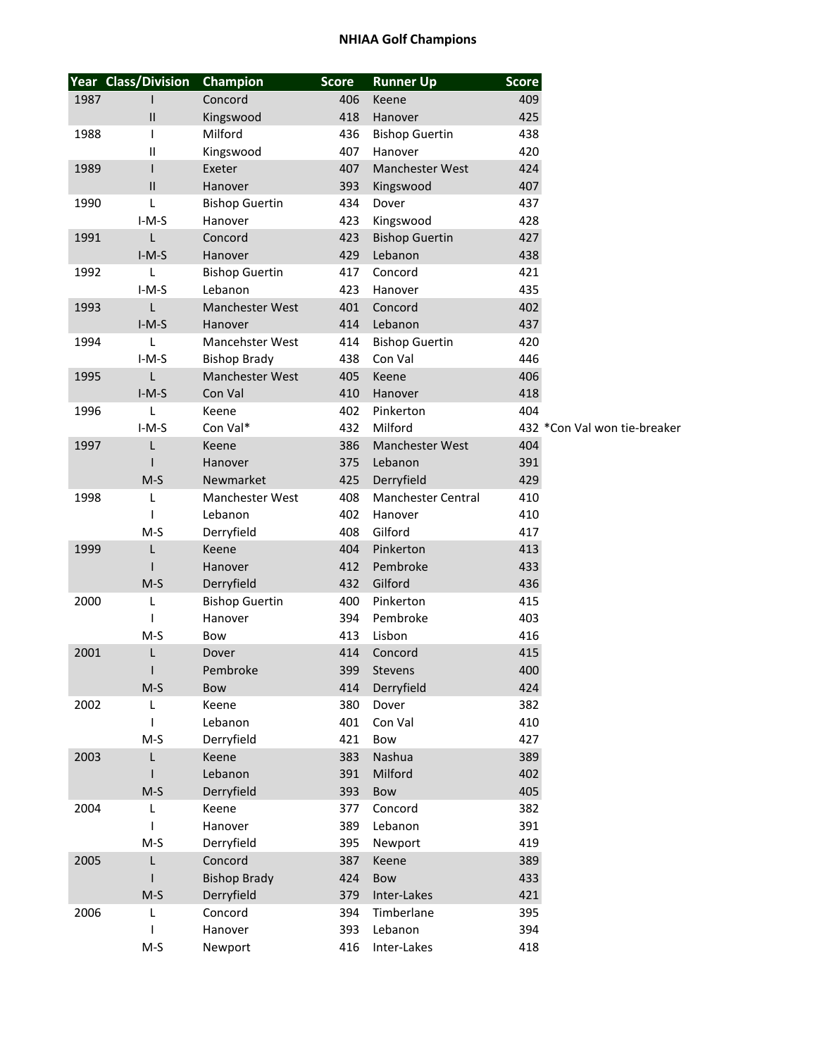# NHIAA Golf Champions

| Year | Class/Division | Champion | Score | Runner Up | Score | |
|---|---|---|---|---|---|---|
| 1987 | I | Concord | 406 | Keene | 409 | |
| | II | Kingswood | 418 | Hanover | 425 | |
| 1988 | I | Milford | 436 | Bishop Guertin | 438 | |
| | II | Kingswood | 407 | Hanover | 420 | |
| 1989 | I | Exeter | 407 | Manchester West | 424 | |
| | II | Hanover | 393 | Kingswood | 407 | |
| 1990 | L | Bishop Guertin | 434 | Dover | 437 | |
| | I-M-S | Hanover | 423 | Kingswood | 428 | |
| 1991 | L | Concord | 423 | Bishop Guertin | 427 | |
| | I-M-S | Hanover | 429 | Lebanon | 438 | |
| 1992 | L | Bishop Guertin | 417 | Concord | 421 | |
| | I-M-S | Lebanon | 423 | Hanover | 435 | |
| 1993 | L | Manchester West | 401 | Concord | 402 | |
| | I-M-S | Hanover | 414 | Lebanon | 437 | |
| 1994 | L | Mancehster West | 414 | Bishop Guertin | 420 | |
| | I-M-S | Bishop Brady | 438 | Con Val | 446 | |
| 1995 | L | Manchester West | 405 | Keene | 406 | |
| | I-M-S | Con Val | 410 | Hanover | 418 | |
| 1996 | L | Keene | 402 | Pinkerton | 404 | |
| | I-M-S | Con Val* | 432 | Milford | 432 | *Con Val won tie-breaker |
| 1997 | L | Keene | 386 | Manchester West | 404 | |
| | I | Hanover | 375 | Lebanon | 391 | |
| | M-S | Newmarket | 425 | Derryfield | 429 | |
| 1998 | L | Manchester West | 408 | Manchester Central | 410 | |
| | I | Lebanon | 402 | Hanover | 410 | |
| | M-S | Derryfield | 408 | Gilford | 417 | |
| 1999 | L | Keene | 404 | Pinkerton | 413 | |
| | I | Hanover | 412 | Pembroke | 433 | |
| | M-S | Derryfield | 432 | Gilford | 436 | |
| 2000 | L | Bishop Guertin | 400 | Pinkerton | 415 | |
| | I | Hanover | 394 | Pembroke | 403 | |
| | M-S | Bow | 413 | Lisbon | 416 | |
| 2001 | L | Dover | 414 | Concord | 415 | |
| | I | Pembroke | 399 | Stevens | 400 | |
| | M-S | Bow | 414 | Derryfield | 424 | |
| 2002 | L | Keene | 380 | Dover | 382 | |
| | I | Lebanon | 401 | Con Val | 410 | |
| | M-S | Derryfield | 421 | Bow | 427 | |
| 2003 | L | Keene | 383 | Nashua | 389 | |
| | I | Lebanon | 391 | Milford | 402 | |
| | M-S | Derryfield | 393 | Bow | 405 | |
| 2004 | L | Keene | 377 | Concord | 382 | |
| | I | Hanover | 389 | Lebanon | 391 | |
| | M-S | Derryfield | 395 | Newport | 419 | |
| 2005 | L | Concord | 387 | Keene | 389 | |
| | I | Bishop Brady | 424 | Bow | 433 | |
| | M-S | Derryfield | 379 | Inter-Lakes | 421 | |
| 2006 | L | Concord | 394 | Timberlane | 395 | |
| | I | Hanover | 393 | Lebanon | 394 | |
| | M-S | Newport | 416 | Inter-Lakes | 418 | |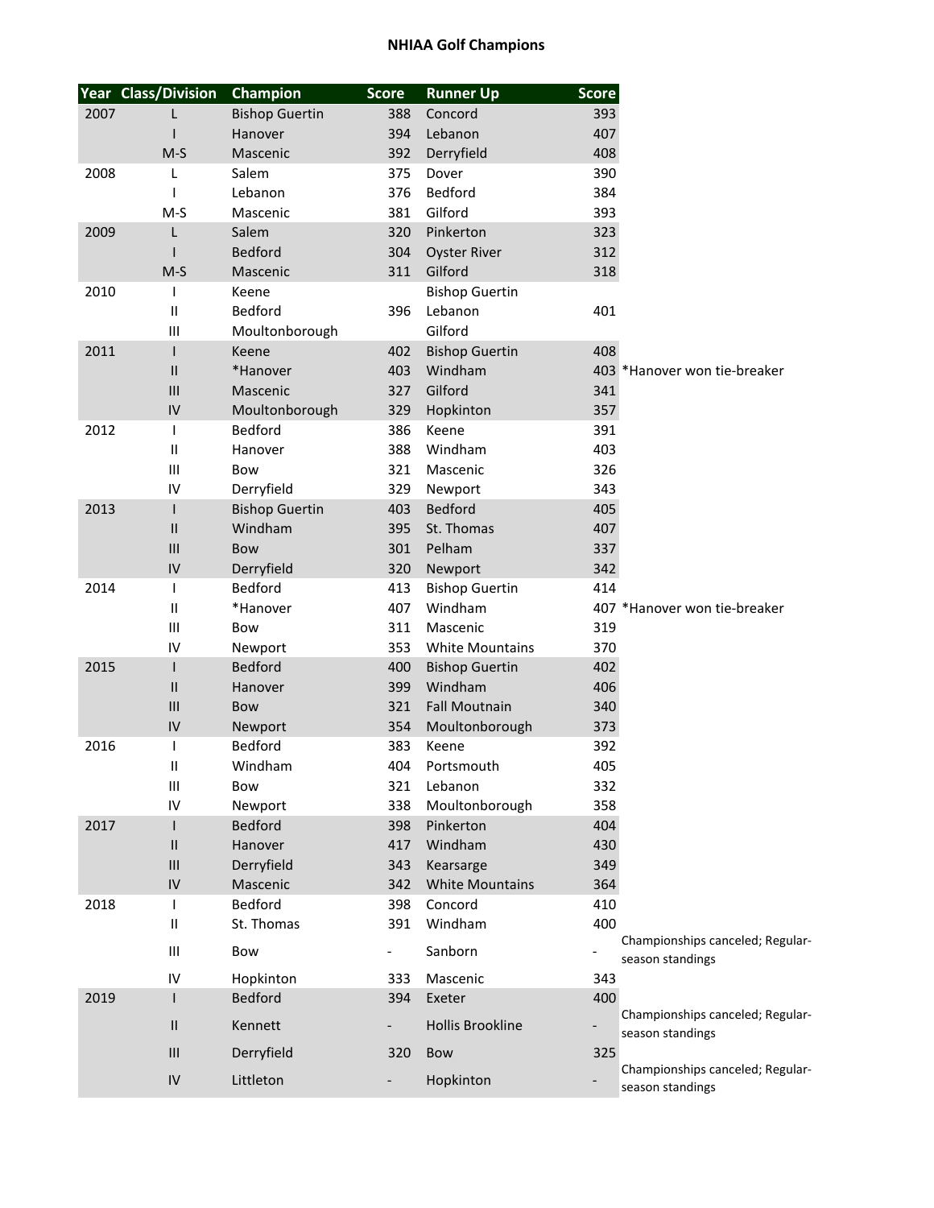# NHIAA Golf Champions

| Year | Class/Division | Champion | Score | Runner Up | Score | |
|---|---|---|---|---|---|---|
| 2007 | L | Bishop Guertin | 388 | Concord | 393 | |
| | I | Hanover | 394 | Lebanon | 407 | |
| | M-S | Mascenic | 392 | Derryfield | 408 | |
| 2008 | L | Salem | 375 | Dover | 390 | |
| | I | Lebanon | 376 | Bedford | 384 | |
| | M-S | Mascenic | 381 | Gilford | 393 | |
| 2009 | L | Salem | 320 | Pinkerton | 323 | |
| | I | Bedford | 304 | Oyster River | 312 | |
| | M-S | Mascenic | 311 | Gilford | 318 | |
| 2010 | I | Keene | | Bishop Guertin | | |
| | II | Bedford | 396 | Lebanon | 401 | |
| | III | Moultonborough | | Gilford | | |
| 2011 | I | Keene | 402 | Bishop Guertin | 408 | |
| | II | *Hanover | 403 | Windham | 403 | *Hanover won tie-breaker |
| | III | Mascenic | 327 | Gilford | 341 | |
| | IV | Moultonborough | 329 | Hopkinton | 357 | |
| 2012 | I | Bedford | 386 | Keene | 391 | |
| | II | Hanover | 388 | Windham | 403 | |
| | III | Bow | 321 | Mascenic | 326 | |
| | IV | Derryfield | 329 | Newport | 343 | |
| 2013 | I | Bishop Guertin | 403 | Bedford | 405 | |
| | II | Windham | 395 | St. Thomas | 407 | |
| | III | Bow | 301 | Pelham | 337 | |
| | IV | Derryfield | 320 | Newport | 342 | |
| 2014 | I | Bedford | 413 | Bishop Guertin | 414 | |
| | II | *Hanover | 407 | Windham | 407 | *Hanover won tie-breaker |
| | III | Bow | 311 | Mascenic | 319 | |
| | IV | Newport | 353 | White Mountains | 370 | |
| 2015 | I | Bedford | 400 | Bishop Guertin | 402 | |
| | II | Hanover | 399 | Windham | 406 | |
| | III | Bow | 321 | Fall Moutnain | 340 | |
| | IV | Newport | 354 | Moultonborough | 373 | |
| 2016 | I | Bedford | 383 | Keene | 392 | |
| | II | Windham | 404 | Portsmouth | 405 | |
| | III | Bow | 321 | Lebanon | 332 | |
| | IV | Newport | 338 | Moultonborough | 358 | |
| 2017 | I | Bedford | 398 | Pinkerton | 404 | |
| | II | Hanover | 417 | Windham | 430 | |
| | III | Derryfield | 343 | Kearsarge | 349 | |
| | IV | Mascenic | 342 | White Mountains | 364 | |
| 2018 | I | Bedford | 398 | Concord | 410 | |
| | II | St. Thomas | 391 | Windham | 400 | |
| | III | Bow | - | Sanborn | - | Championships canceled; Regular-season standings |
| | IV | Hopkinton | 333 | Mascenic | 343 | |
| 2019 | I | Bedford | 394 | Exeter | 400 | |
| | II | Kennett | - | Hollis Brookline | - | Championships canceled; Regular-season standings |
| | III | Derryfield | 320 | Bow | 325 | |
| | IV | Littleton | - | Hopkinton | - | Championships canceled; Regular-season standings |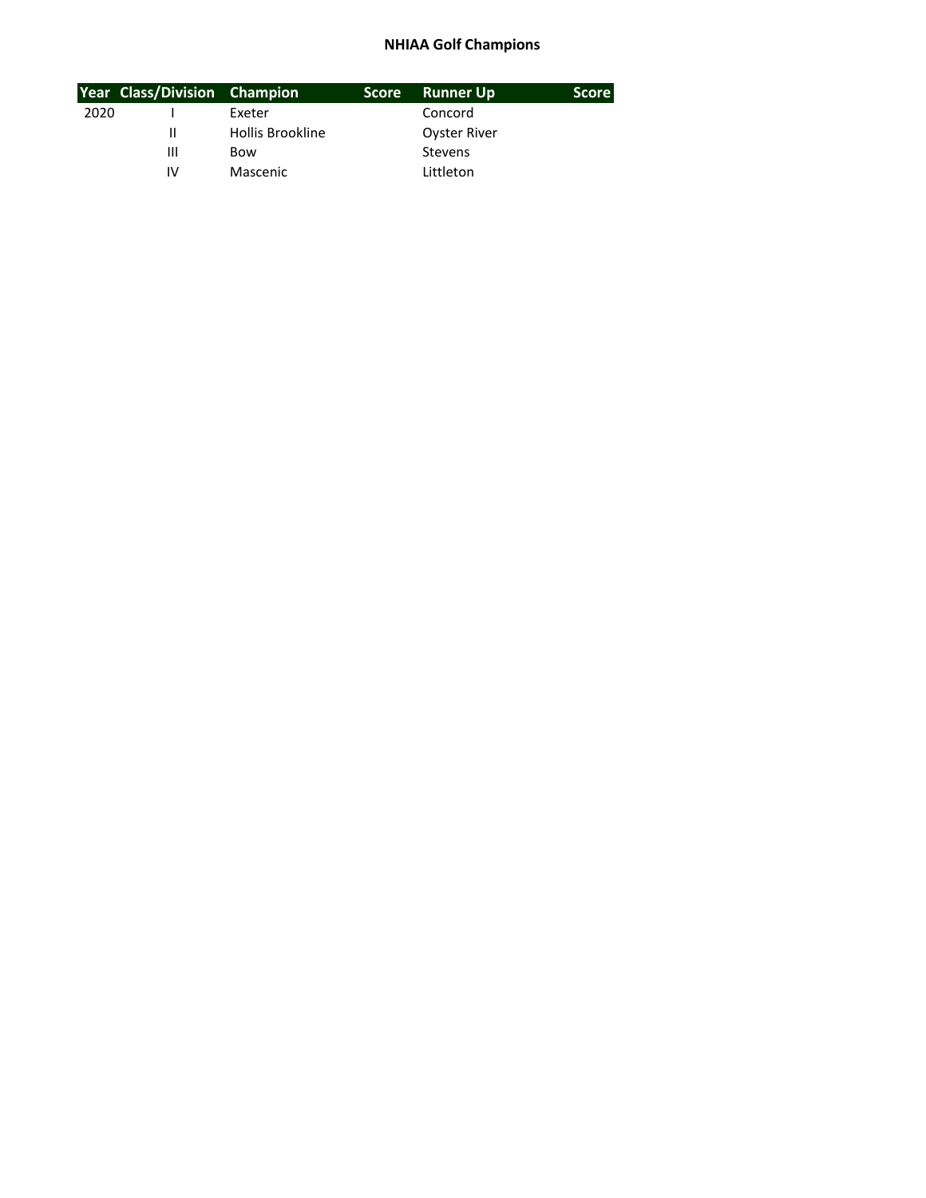**NHIAA Golf Champions**

| Year | Class/Division | Champion | Score | Runner Up | Score |
|---|---|---|---|---|---|
| 2020 | I | Exeter | | Concord | |
| | II | Hollis Brookline | | Oyster River | |
| | III | Bow | | Stevens | |
| | IV | Mascenic | | Littleton | |